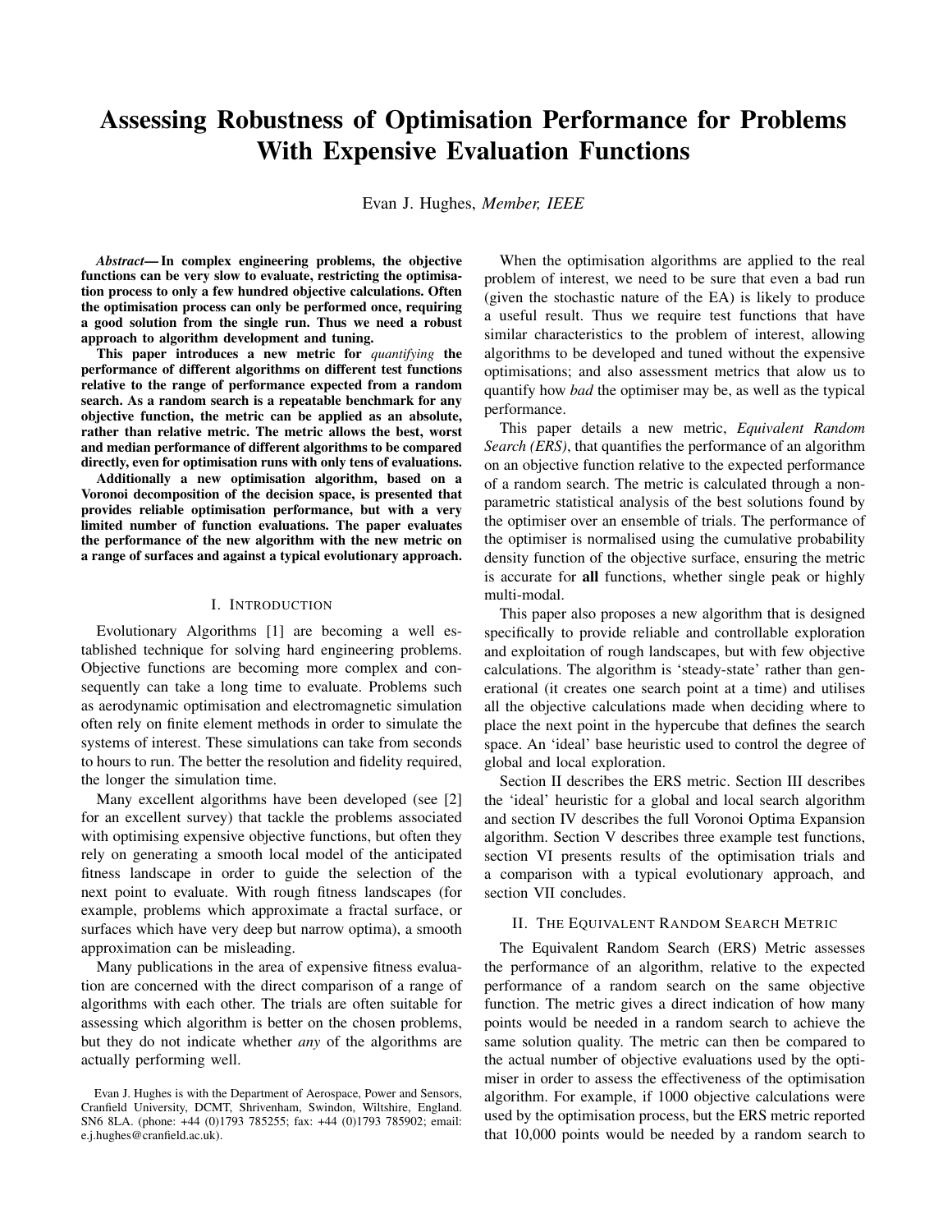# Assessing Robustness of Optimisation Performance for Problems With Expensive Evaluation Functions

Evan J. Hughes, *Member, IEEE*

***Abstract*— In complex engineering problems, the objective functions can be very slow to evaluate, restricting the optimisation process to only a few hundred objective calculations. Often the optimisation process can only be performed once, requiring a good solution from the single run. Thus we need a robust approach to algorithm development and tuning.**

**This paper introduces a new metric for *quantifying* the performance of different algorithms on different test functions relative to the range of performance expected from a random search. As a random search is a repeatable benchmark for any objective function, the metric can be applied as an absolute, rather than relative metric. The metric allows the best, worst and median performance of different algorithms to be compared directly, even for optimisation runs with only tens of evaluations.**

**Additionally a new optimisation algorithm, based on a Voronoi decomposition of the decision space, is presented that provides reliable optimisation performance, but with a very limited number of function evaluations. The paper evaluates the performance of the new algorithm with the new metric on a range of surfaces and against a typical evolutionary approach.**

## I. Introduction

Evolutionary Algorithms [1] are becoming a well established technique for solving hard engineering problems. Objective functions are becoming more complex and consequently can take a long time to evaluate. Problems such as aerodynamic optimisation and electromagnetic simulation often rely on finite element methods in order to simulate the systems of interest. These simulations can take from seconds to hours to run. The better the resolution and fidelity required, the longer the simulation time.

Many excellent algorithms have been developed (see [2] for an excellent survey) that tackle the problems associated with optimising expensive objective functions, but often they rely on generating a smooth local model of the anticipated fitness landscape in order to guide the selection of the next point to evaluate. With rough fitness landscapes (for example, problems which approximate a fractal surface, or surfaces which have very deep but narrow optima), a smooth approximation can be misleading.

Many publications in the area of expensive fitness evaluation are concerned with the direct comparison of a range of algorithms with each other. The trials are often suitable for assessing which algorithm is better on the chosen problems, but they do not indicate whether *any* of the algorithms are actually performing well.

Evan J. Hughes is with the Department of Aerospace, Power and Sensors, Cranfield University, DCMT, Shrivenham, Swindon, Wiltshire, England. SN6 8LA. (phone: +44 (0)1793 785255; fax: +44 (0)1793 785902; email: e.j.hughes@cranfield.ac.uk).

When the optimisation algorithms are applied to the real problem of interest, we need to be sure that even a bad run (given the stochastic nature of the EA) is likely to produce a useful result. Thus we require test functions that have similar characteristics to the problem of interest, allowing algorithms to be developed and tuned without the expensive optimisations; and also assessment metrics that alow us to quantify how *bad* the optimiser may be, as well as the typical performance.

This paper details a new metric, *Equivalent Random Search (ERS)*, that quantifies the performance of an algorithm on an objective function relative to the expected performance of a random search. The metric is calculated through a non-parametric statistical analysis of the best solutions found by the optimiser over an ensemble of trials. The performance of the optimiser is normalised using the cumulative probability density function of the objective surface, ensuring the metric is accurate for **all** functions, whether single peak or highly multi-modal.

This paper also proposes a new algorithm that is designed specifically to provide reliable and controllable exploration and exploitation of rough landscapes, but with few objective calculations. The algorithm is 'steady-state' rather than generational (it creates one search point at a time) and utilises all the objective calculations made when deciding where to place the next point in the hypercube that defines the search space. An 'ideal' base heuristic used to control the degree of global and local exploration.

Section II describes the ERS metric. Section III describes the 'ideal' heuristic for a global and local search algorithm and section IV describes the full Voronoi Optima Expansion algorithm. Section V describes three example test functions, section VI presents results of the optimisation trials and a comparison with a typical evolutionary approach, and section VII concludes.

## II. The Equivalent Random Search Metric

The Equivalent Random Search (ERS) Metric assesses the performance of an algorithm, relative to the expected performance of a random search on the same objective function. The metric gives a direct indication of how many points would be needed in a random search to achieve the same solution quality. The metric can then be compared to the actual number of objective evaluations used by the optimiser in order to assess the effectiveness of the optimisation algorithm. For example, if 1000 objective calculations were used by the optimisation process, but the ERS metric reported that 10,000 points would be needed by a random search to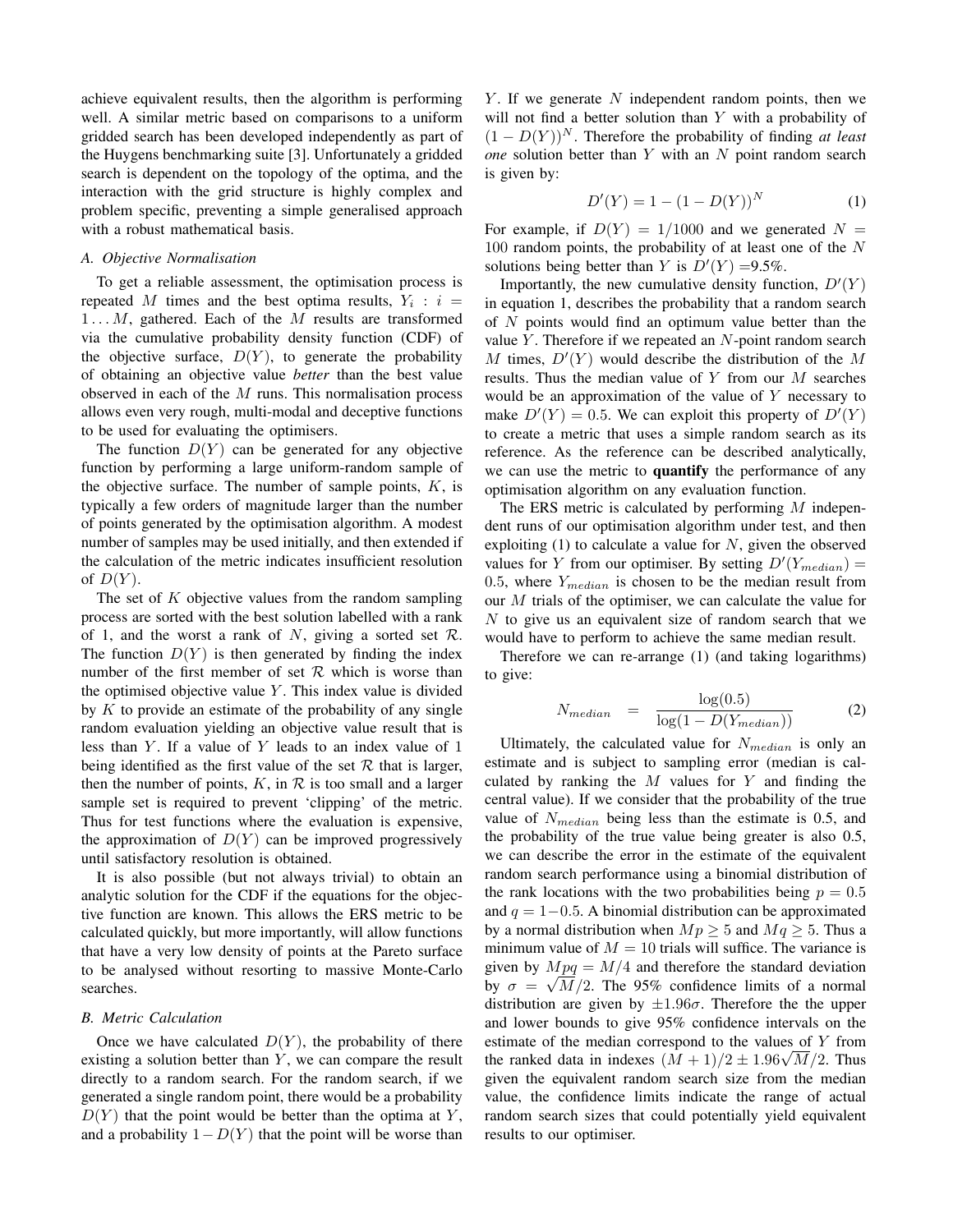achieve equivalent results, then the algorithm is performing well. A similar metric based on comparisons to a uniform gridded search has been developed independently as part of the Huygens benchmarking suite [3]. Unfortunately a gridded search is dependent on the topology of the optima, and the interaction with the grid structure is highly complex and problem specific, preventing a simple generalised approach with a robust mathematical basis.

### A. Objective Normalisation

To get a reliable assessment, the optimisation process is repeated $M$ times and the best optima results, $Y_i : i = 1 \ldots M$, gathered. Each of the $M$ results are transformed via the cumulative probability density function (CDF) of the objective surface, $D(Y)$, to generate the probability of obtaining an objective value *better* than the best value observed in each of the $M$ runs. This normalisation process allows even very rough, multi-modal and deceptive functions to be used for evaluating the optimisers.

The function $D(Y)$ can be generated for any objective function by performing a large uniform-random sample of the objective surface. The number of sample points, $K$, is typically a few orders of magnitude larger than the number of points generated by the optimisation algorithm. A modest number of samples may be used initially, and then extended if the calculation of the metric indicates insufficient resolution of $D(Y)$.

The set of $K$ objective values from the random sampling process are sorted with the best solution labelled with a rank of 1, and the worst a rank of $N$, giving a sorted set $\mathcal{R}$. The function $D(Y)$ is then generated by finding the index number of the first member of set $\mathcal{R}$ which is worse than the optimised objective value $Y$. This index value is divided by $K$ to provide an estimate of the probability of any single random evaluation yielding an objective value result that is less than $Y$. If a value of $Y$ leads to an index value of 1 being identified as the first value of the set $\mathcal{R}$ that is larger, then the number of points, $K$, in $\mathcal{R}$ is too small and a larger sample set is required to prevent 'clipping' of the metric. Thus for test functions where the evaluation is expensive, the approximation of $D(Y)$ can be improved progressively until satisfactory resolution is obtained.

It is also possible (but not always trivial) to obtain an analytic solution for the CDF if the equations for the objective function are known. This allows the ERS metric to be calculated quickly, but more importantly, will allow functions that have a very low density of points at the Pareto surface to be analysed without resorting to massive Monte-Carlo searches.

### B. Metric Calculation

Once we have calculated $D(Y)$, the probability of there existing a solution better than $Y$, we can compare the result directly to a random search. For the random search, if we generated a single random point, there would be a probability $D(Y)$ that the point would be better than the optima at $Y$, and a probability $1 - D(Y)$ that the point will be worse than $Y$. If we generate $N$ independent random points, then we will not find a better solution than $Y$ with a probability of $(1 - D(Y))^N$. Therefore the probability of finding *at least one* solution better than $Y$ with an $N$ point random search is given by:

$$D'(Y) = 1 - (1 - D(Y))^N \tag{1}$$

For example, if $D(Y) = 1/1000$ and we generated $N = 100$ random points, the probability of at least one of the $N$ solutions being better than $Y$ is $D'(Y)$ =9.5%.

Importantly, the new cumulative density function, $D'(Y)$ in equation 1, describes the probability that a random search of $N$ points would find an optimum value better than the value $Y$. Therefore if we repeated an $N$-point random search $M$ times, $D'(Y)$ would describe the distribution of the $M$ results. Thus the median value of $Y$ from our $M$ searches would be an approximation of the value of $Y$ necessary to make $D'(Y) = 0.5$. We can exploit this property of $D'(Y)$ to create a metric that uses a simple random search as its reference. As the reference can be described analytically, we can use the metric to **quantify** the performance of any optimisation algorithm on any evaluation function.

The ERS metric is calculated by performing $M$ independent runs of our optimisation algorithm under test, and then exploiting (1) to calculate a value for $N$, given the observed values for $Y$ from our optimiser. By setting $D'(Y_{median}) = 0.5$, where $Y_{median}$ is chosen to be the median result from our $M$ trials of the optimiser, we can calculate the value for $N$ to give us an equivalent size of random search that we would have to perform to achieve the same median result.

Therefore we can re-arrange (1) (and taking logarithms) to give:

$$N_{median} \quad = \quad \frac{\log(0.5)}{\log(1 - D(Y_{median}))} \tag{2}$$

Ultimately, the calculated value for $N_{median}$ is only an estimate and is subject to sampling error (median is calculated by ranking the $M$ values for $Y$ and finding the central value). If we consider that the probability of the true value of $N_{median}$ being less than the estimate is 0.5, and the probability of the true value being greater is also 0.5, we can describe the error in the estimate of the equivalent random search performance using a binomial distribution of the rank locations with the two probabilities being $p = 0.5$ and $q = 1 - 0.5$. A binomial distribution can be approximated by a normal distribution when $Mp \geq 5$ and $Mq \geq 5$. Thus a minimum value of $M = 10$ trials will suffice. The variance is given by $Mpq = M/4$ and therefore the standard deviation by $\sigma = \sqrt{M}/2$. The 95% confidence limits of a normal distribution are given by $\pm 1.96\sigma$. Therefore the the upper and lower bounds to give 95% confidence intervals on the estimate of the median correspond to the values of $Y$ from the ranked data in indexes $(M + 1)/2 \pm 1.96\sqrt{M}/2$. Thus given the equivalent random search size from the median value, the confidence limits indicate the range of actual random search sizes that could potentially yield equivalent results to our optimiser.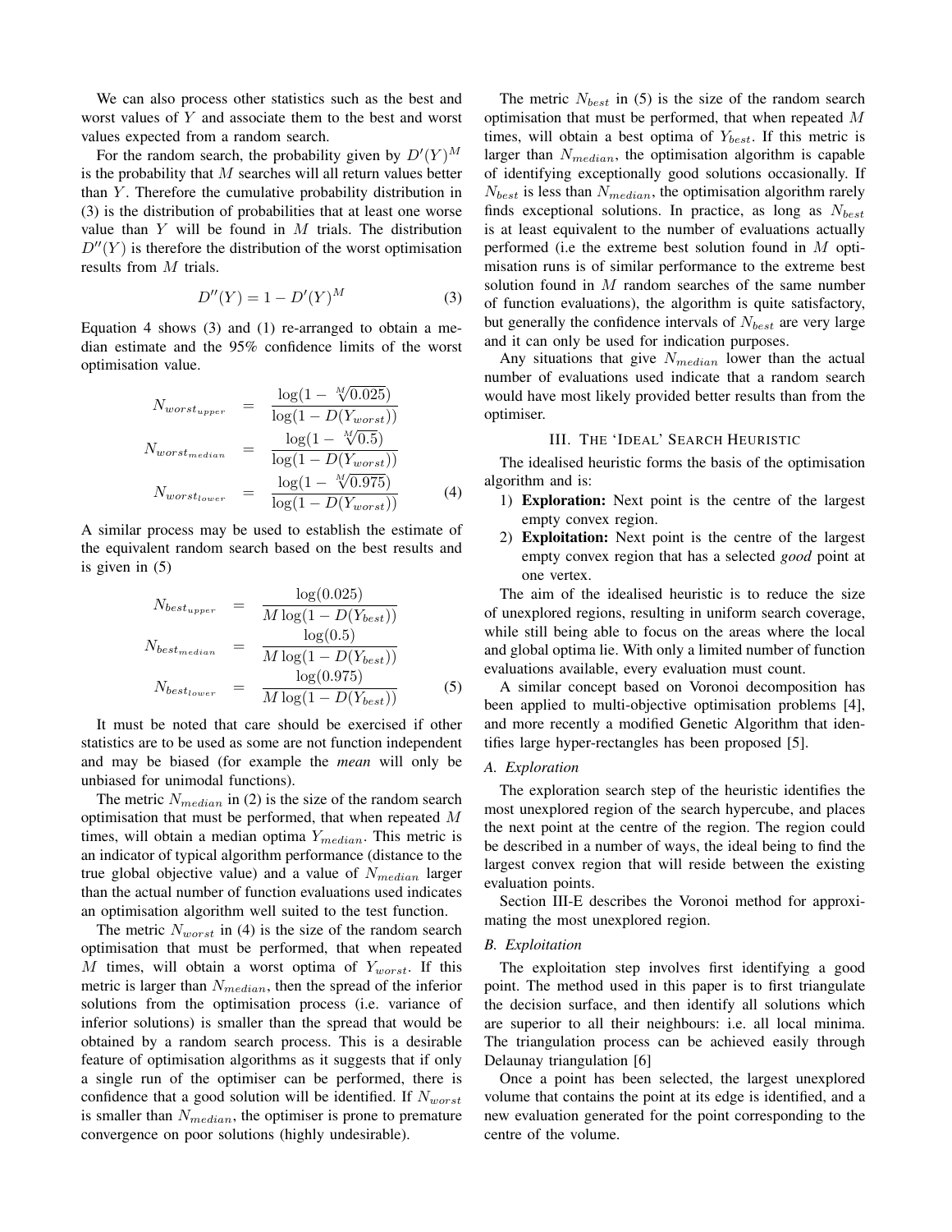We can also process other statistics such as the best and worst values of $Y$ and associate them to the best and worst values expected from a random search.

For the random search, the probability given by $D'(Y)^M$ is the probability that $M$ searches will all return values better than $Y$. Therefore the cumulative probability distribution in (3) is the distribution of probabilities that at least one worse value than $Y$ will be found in $M$ trials. The distribution $D''(Y)$ is therefore the distribution of the worst optimisation results from $M$ trials.

$$D''(Y) = 1 - D'(Y)^M \tag{3}$$

Equation 4 shows (3) and (1) re-arranged to obtain a median estimate and the 95% confidence limits of the worst optimisation value.

$$\begin{aligned}
N_{worst_{upper}} &= \frac{\log(1 - \sqrt[M]{0.025})}{\log(1 - D(Y_{worst}))} \\
N_{worst_{median}} &= \frac{\log(1 - \sqrt[M]{0.5})}{\log(1 - D(Y_{worst}))} \\
N_{worst_{lower}} &= \frac{\log(1 - \sqrt[M]{0.975})}{\log(1 - D(Y_{worst}))}
\end{aligned} \tag{4}$$

A similar process may be used to establish the estimate of the equivalent random search based on the best results and is given in (5)

$$\begin{aligned}
N_{best_{upper}} &= \frac{\log(0.025)}{M \log(1 - D(Y_{best}))} \\
N_{best_{median}} &= \frac{\log(0.5)}{M \log(1 - D(Y_{best}))} \\
N_{best_{lower}} &= \frac{\log(0.975)}{M \log(1 - D(Y_{best}))}
\end{aligned} \tag{5}$$

It must be noted that care should be exercised if other statistics are to be used as some are not function independent and may be biased (for example the *mean* will only be unbiased for unimodal functions).

The metric $N_{median}$ in (2) is the size of the random search optimisation that must be performed, that when repeated $M$ times, will obtain a median optima $Y_{median}$. This metric is an indicator of typical algorithm performance (distance to the true global objective value) and a value of $N_{median}$ larger than the actual number of function evaluations used indicates an optimisation algorithm well suited to the test function.

The metric $N_{worst}$ in (4) is the size of the random search optimisation that must be performed, that when repeated $M$ times, will obtain a worst optima of $Y_{worst}$. If this metric is larger than $N_{median}$, then the spread of the inferior solutions from the optimisation process (i.e. variance of inferior solutions) is smaller than the spread that would be obtained by a random search process. This is a desirable feature of optimisation algorithms as it suggests that if only a single run of the optimiser can be performed, there is confidence that a good solution will be identified. If $N_{worst}$ is smaller than $N_{median}$, the optimiser is prone to premature convergence on poor solutions (highly undesirable).

The metric $N_{best}$ in (5) is the size of the random search optimisation that must be performed, that when repeated $M$ times, will obtain a best optima of $Y_{best}$. If this metric is larger than $N_{median}$, the optimisation algorithm is capable of identifying exceptionally good solutions occasionally. If $N_{best}$ is less than $N_{median}$, the optimisation algorithm rarely finds exceptional solutions. In practice, as long as $N_{best}$ is at least equivalent to the number of evaluations actually performed (i.e the extreme best solution found in $M$ optimisation runs is of similar performance to the extreme best solution found in $M$ random searches of the same number of function evaluations), the algorithm is quite satisfactory, but generally the confidence intervals of $N_{best}$ are very large and it can only be used for indication purposes.

Any situations that give $N_{median}$ lower than the actual number of evaluations used indicate that a random search would have most likely provided better results than from the optimiser.

## III. The 'Ideal' Search Heuristic

The idealised heuristic forms the basis of the optimisation algorithm and is:

1) **Exploration:** Next point is the centre of the largest empty convex region.
2) **Exploitation:** Next point is the centre of the largest empty convex region that has a selected *good* point at one vertex.

The aim of the idealised heuristic is to reduce the size of unexplored regions, resulting in uniform search coverage, while still being able to focus on the areas where the local and global optima lie. With only a limited number of function evaluations available, every evaluation must count.

A similar concept based on Voronoi decomposition has been applied to multi-objective optimisation problems [4], and more recently a modified Genetic Algorithm that identifies large hyper-rectangles has been proposed [5].

### A. Exploration

The exploration search step of the heuristic identifies the most unexplored region of the search hypercube, and places the next point at the centre of the region. The region could be described in a number of ways, the ideal being to find the largest convex region that will reside between the existing evaluation points.

Section III-E describes the Voronoi method for approximating the most unexplored region.

### B. Exploitation

The exploitation step involves first identifying a good point. The method used in this paper is to first triangulate the decision surface, and then identify all solutions which are superior to all their neighbours: i.e. all local minima. The triangulation process can be achieved easily through Delaunay triangulation [6]

Once a point has been selected, the largest unexplored volume that contains the point at its edge is identified, and a new evaluation generated for the point corresponding to the centre of the volume.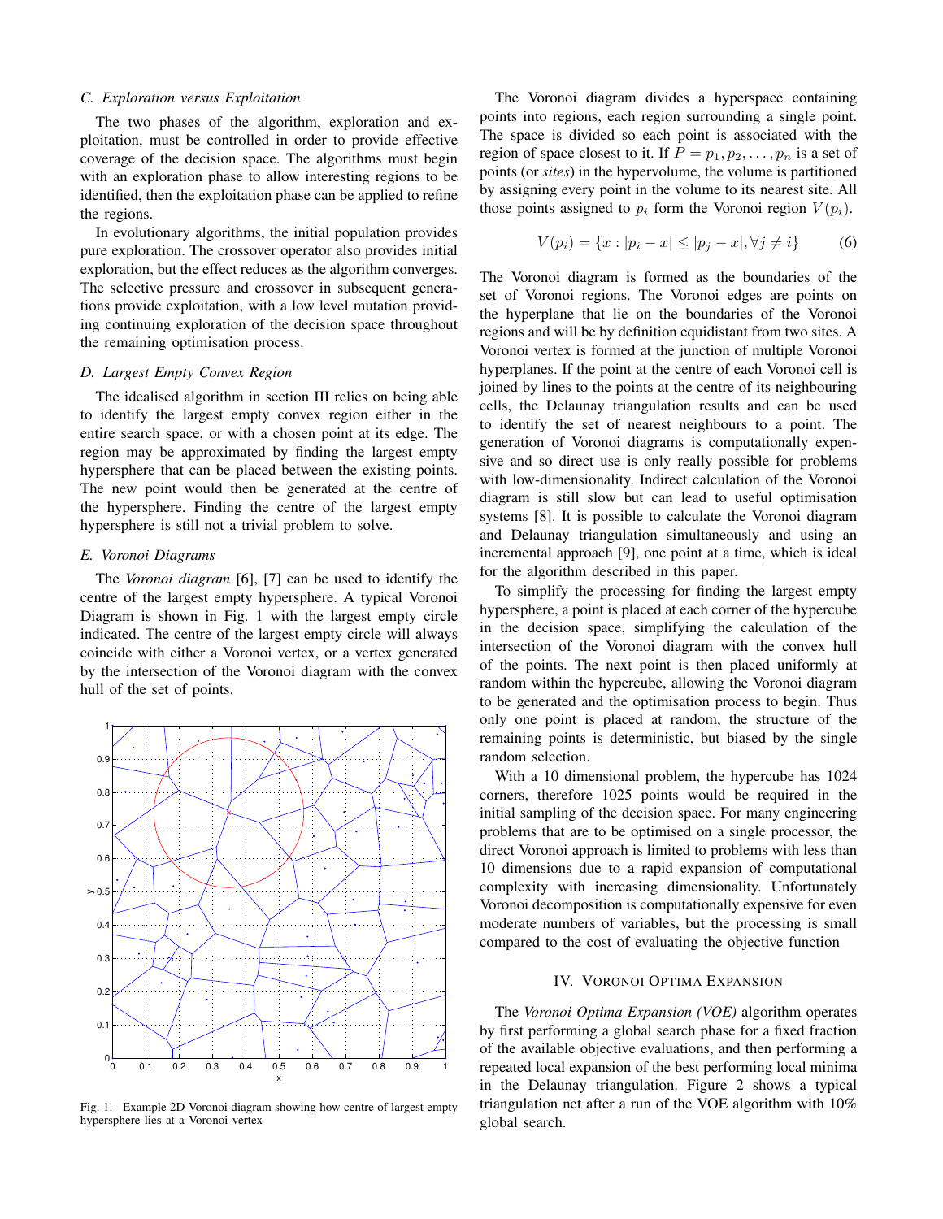### C. Exploration versus Exploitation

The two phases of the algorithm, exploration and exploitation, must be controlled in order to provide effective coverage of the decision space. The algorithms must begin with an exploration phase to allow interesting regions to be identified, then the exploitation phase can be applied to refine the regions.

In evolutionary algorithms, the initial population provides pure exploration. The crossover operator also provides initial exploration, but the effect reduces as the algorithm converges. The selective pressure and crossover in subsequent generations provide exploitation, with a low level mutation providing continuing exploration of the decision space throughout the remaining optimisation process.

### D. Largest Empty Convex Region

The idealised algorithm in section III relies on being able to identify the largest empty convex region either in the entire search space, or with a chosen point at its edge. The region may be approximated by finding the largest empty hypersphere that can be placed between the existing points. The new point would then be generated at the centre of the hypersphere. Finding the centre of the largest empty hypersphere is still not a trivial problem to solve.

### E. Voronoi Diagrams

The *Voronoi diagram* [6], [7] can be used to identify the centre of the largest empty hypersphere. A typical Voronoi Diagram is shown in Fig. 1 with the largest empty circle indicated. The centre of the largest empty circle will always coincide with either a Voronoi vertex, or a vertex generated by the intersection of the Voronoi diagram with the convex hull of the set of points.

Fig. 1. Example 2D Voronoi diagram showing how centre of largest empty hypersphere lies at a Voronoi vertex

The Voronoi diagram divides a hyperspace containing points into regions, each region surrounding a single point. The space is divided so each point is associated with the region of space closest to it. If $P = p_1, p_2, \ldots, p_n$ is a set of points (or *sites*) in the hypervolume, the volume is partitioned by assigning every point in the volume to its nearest site. All those points assigned to $p_i$ form the Voronoi region $V(p_i)$.

$$V(p_i) = \{x : |p_i - x| \leq |p_j - x|, \forall j \neq i\} \tag{6}$$

The Voronoi diagram is formed as the boundaries of the set of Voronoi regions. The Voronoi edges are points on the hyperplane that lie on the boundaries of the Voronoi regions and will be by definition equidistant from two sites. A Voronoi vertex is formed at the junction of multiple Voronoi hyperplanes. If the point at the centre of each Voronoi cell is joined by lines to the points at the centre of its neighbouring cells, the Delaunay triangulation results and can be used to identify the set of nearest neighbours to a point. The generation of Voronoi diagrams is computationally expensive and so direct use is only really possible for problems with low-dimensionality. Indirect calculation of the Voronoi diagram is still slow but can lead to useful optimisation systems [8]. It is possible to calculate the Voronoi diagram and Delaunay triangulation simultaneously and using an incremental approach [9], one point at a time, which is ideal for the algorithm described in this paper.

To simplify the processing for finding the largest empty hypersphere, a point is placed at each corner of the hypercube in the decision space, simplifying the calculation of the intersection of the Voronoi diagram with the convex hull of the points. The next point is then placed uniformly at random within the hypercube, allowing the Voronoi diagram to be generated and the optimisation process to begin. Thus only one point is placed at random, the structure of the remaining points is deterministic, but biased by the single random selection.

With a 10 dimensional problem, the hypercube has 1024 corners, therefore 1025 points would be required in the initial sampling of the decision space. For many engineering problems that are to be optimised on a single processor, the direct Voronoi approach is limited to problems with less than 10 dimensions due to a rapid expansion of computational complexity with increasing dimensionality. Unfortunately Voronoi decomposition is computationally expensive for even moderate numbers of variables, but the processing is small compared to the cost of evaluating the objective function

## IV. Voronoi Optima Expansion

The *Voronoi Optima Expansion (VOE)* algorithm operates by first performing a global search phase for a fixed fraction of the available objective evaluations, and then performing a repeated local expansion of the best performing local minima in the Delaunay triangulation. Figure 2 shows a typical triangulation net after a run of the VOE algorithm with 10% global search.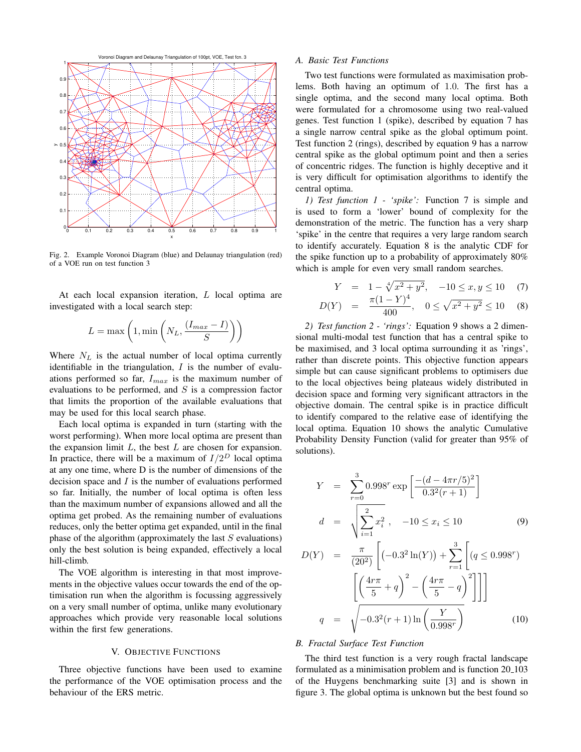Fig. 2. Example Voronoi Diagram (blue) and Delaunay triangulation (red) of a VOE run on test function 3

At each local expansion iteration, $L$ local optima are investigated with a local search step:

$$L = \max\left(1, \min\left(N_L, \frac{(I_{max} - I)}{S}\right)\right)$$

Where $N_L$ is the actual number of local optima currently identifiable in the triangulation, $I$ is the number of evaluations performed so far, $I_{max}$ is the maximum number of evaluations to be performed, and $S$ is a compression factor that limits the proportion of the available evaluations that may be used for this local search phase.

Each local optima is expanded in turn (starting with the worst performing). When more local optima are present than the expansion limit $L$, the best $L$ are chosen for expansion. In practice, there will be a maximum of $I/2^D$ local optima at any one time, where D is the number of dimensions of the decision space and $I$ is the number of evaluations performed so far. Initially, the number of local optima is often less than the maximum number of expansions allowed and all the optima get probed. As the remaining number of evaluations reduces, only the better optima get expanded, until in the final phase of the algorithm (approximately the last $S$ evaluations) only the best solution is being expanded, effectively a local hill-climb.

The VOE algorithm is interesting in that most improvements in the objective values occur towards the end of the optimisation run when the algorithm is focussing aggressively on a very small number of optima, unlike many evolutionary approaches which provide very reasonable local solutions within the first few generations.

## V. Objective Functions

Three objective functions have been used to examine the performance of the VOE optimisation process and the behaviour of the ERS metric.

### A. Basic Test Functions

Two test functions were formulated as maximisation problems. Both having an optimum of 1.0. The first has a single optima, and the second many local optima. Both were formulated for a chromosome using two real-valued genes. Test function 1 (spike), described by equation 7 has a single narrow central spike as the global optimum point. Test function 2 (rings), described by equation 9 has a narrow central spike as the global optimum point and then a series of concentric ridges. The function is highly deceptive and it is very difficult for optimisation algorithms to identify the central optima.

*1) Test function 1 - 'spike':* Function 7 is simple and is used to form a 'lower' bound of complexity for the demonstration of the metric. The function has a very sharp 'spike' in the centre that requires a very large random search to identify accurately. Equation 8 is the analytic CDF for the spike function up to a probability of approximately 80% which is ample for even very small random searches.

$$Y = 1 - \sqrt[4]{x^2 + y^2}, \quad -10 \le x, y \le 10 \tag{7}$$

$$D(Y) = \frac{\pi(1-Y)^4}{400}, \quad 0 \le \sqrt{x^2 + y^2} \le 10 \tag{8}$$

*2) Test function 2 - 'rings':* Equation 9 shows a 2 dimensional multi-modal test function that has a central spike to be maximised, and 3 local optima surrounding it as 'rings', rather than discrete points. This objective function appears simple but can cause significant problems to optimisers due to the local objectives being plateaus widely distributed in decision space and forming very significant attractors in the objective domain. The central spike is in practice difficult to identify compared to the relative ease of identifying the local optima. Equation 10 shows the analytic Cumulative Probability Density Function (valid for greater than 95% of solutions).

$$\begin{aligned} Y &= \sum_{r=0}^{3} 0.998^r \exp\left[\frac{-(d - 4\pi r/5)^2}{0.3^2(r+1)}\right] \\ d &= \sqrt{\sum_{i=1}^{2} x_i^2}\ , \quad -10 \le x_i \le 10 \end{aligned} \tag{9}$$

$$\begin{aligned} D(Y) &= \frac{\pi}{(20^2)}\left[\left(-0.3^2\ln(Y)\right) + \sum_{r=1}^{3}\left[(q \le 0.998^r)\right.\right. \\ &\qquad \left.\left.\left[\left(\frac{4r\pi}{5} + q\right)^2 - \left(\frac{4r\pi}{5} - q\right)^2\right]\right]\right] \\ q &= \sqrt{-0.3^2(r+1)\ln\left(\frac{Y}{0.998^r}\right)} \end{aligned} \tag{10}$$

### B. Fractal Surface Test Function

The third test function is a very rough fractal landscape formulated as a minimisation problem and is function 20_103 of the Huygens benchmarking suite [3] and is shown in figure 3. The global optima is unknown but the best found so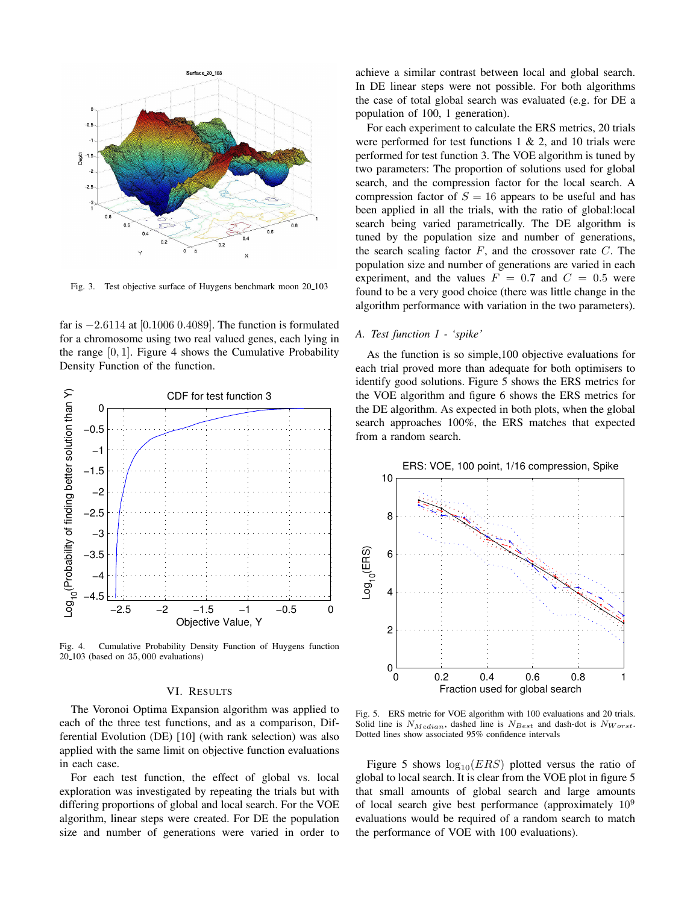Fig. 3. Test objective surface of Huygens benchmark moon 20_103

far is $-2.6114$ at $[0.1006\ 0.4089]$. The function is formulated for a chromosome using two real valued genes, each lying in the range $[0, 1]$. Figure 4 shows the Cumulative Probability Density Function of the function.

Fig. 4. Cumulative Probability Density Function of Huygens function 20_103 (based on $35,000$ evaluations)

## VI. Results

The Voronoi Optima Expansion algorithm was applied to each of the three test functions, and as a comparison, Differential Evolution (DE) [10] (with rank selection) was also applied with the same limit on objective function evaluations in each case.

For each test function, the effect of global vs. local exploration was investigated by repeating the trials but with differing proportions of global and local search. For the VOE algorithm, linear steps were created. For DE the population size and number of generations were varied in order to achieve a similar contrast between local and global search. In DE linear steps were not possible. For both algorithms the case of total global search was evaluated (e.g. for DE a population of 100, 1 generation).

For each experiment to calculate the ERS metrics, 20 trials were performed for test functions 1 & 2, and 10 trials were performed for test function 3. The VOE algorithm is tuned by two parameters: The proportion of solutions used for global search, and the compression factor for the local search. A compression factor of $S = 16$ appears to be useful and has been applied in all the trials, with the ratio of global:local search being varied parametrically. The DE algorithm is tuned by the population size and number of generations, the search scaling factor $F$, and the crossover rate $C$. The population size and number of generations are varied in each experiment, and the values $F = 0.7$ and $C = 0.5$ were found to be a very good choice (there was little change in the algorithm performance with variation in the two parameters).

### A. Test function 1 - 'spike'

As the function is so simple,100 objective evaluations for each trial proved more than adequate for both optimisers to identify good solutions. Figure 5 shows the ERS metrics for the VOE algorithm and figure 6 shows the ERS metrics for the DE algorithm. As expected in both plots, when the global search approaches 100%, the ERS matches that expected from a random search.

Fig. 5. ERS metric for VOE algorithm with 100 evaluations and 20 trials. Solid line is $N_{Median}$, dashed line is $N_{Best}$ and dash-dot is $N_{Worst}$. Dotted lines show associated 95% confidence intervals

Figure 5 shows $\log_{10}(ERS)$ plotted versus the ratio of global to local search. It is clear from the VOE plot in figure 5 that small amounts of global search and large amounts of local search give best performance (approximately $10^9$ evaluations would be required of a random search to match the performance of VOE with 100 evaluations).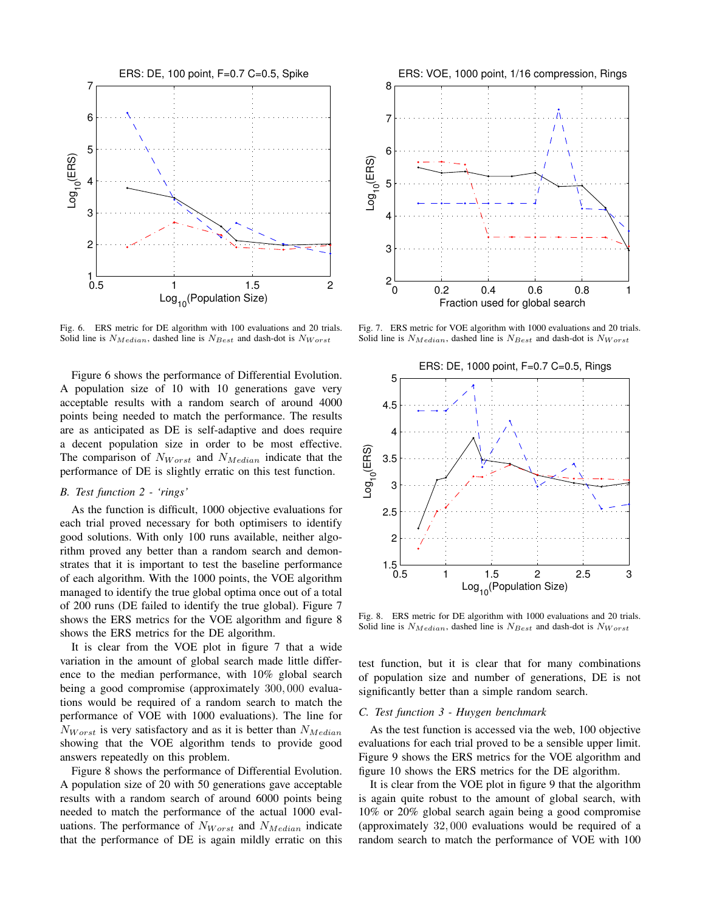Fig. 6. ERS metric for DE algorithm with 100 evaluations and 20 trials. Solid line is $N_{Median}$, dashed line is $N_{Best}$ and dash-dot is $N_{Worst}$

Fig. 7. ERS metric for VOE algorithm with 1000 evaluations and 20 trials. Solid line is $N_{Median}$, dashed line is $N_{Best}$ and dash-dot is $N_{Worst}$

Figure 6 shows the performance of Differential Evolution. A population size of 10 with 10 generations gave very acceptable results with a random search of around 4000 points being needed to match the performance. The results are as anticipated as DE is self-adaptive and does require a decent population size in order to be most effective. The comparison of $N_{Worst}$ and $N_{Median}$ indicate that the performance of DE is slightly erratic on this test function.

### *B. Test function 2 - 'rings'*

As the function is difficult, 1000 objective evaluations for each trial proved necessary for both optimisers to identify good solutions. With only 100 runs available, neither algorithm proved any better than a random search and demonstrates that it is important to test the baseline performance of each algorithm. With the 1000 points, the VOE algorithm managed to identify the true global optima once out of a total of 200 runs (DE failed to identify the true global). Figure 7 shows the ERS metrics for the VOE algorithm and figure 8 shows the ERS metrics for the DE algorithm.

It is clear from the VOE plot in figure 7 that a wide variation in the amount of global search made little difference to the median performance, with 10% global search being a good compromise (approximately $300,000$ evaluations would be required of a random search to match the performance of VOE with 1000 evaluations). The line for $N_{Worst}$ is very satisfactory and as it is better than $N_{Median}$ showing that the VOE algorithm tends to provide good answers repeatedly on this problem.

Figure 8 shows the performance of Differential Evolution. A population size of 20 with 50 generations gave acceptable results with a random search of around 6000 points being needed to match the performance of the actual 1000 evaluations. The performance of $N_{Worst}$ and $N_{Median}$ indicate that the performance of DE is again mildly erratic on this test function, but it is clear that for many combinations of population size and number of generations, DE is not significantly better than a simple random search.

Fig. 8. ERS metric for DE algorithm with 1000 evaluations and 20 trials. Solid line is $N_{Median}$, dashed line is $N_{Best}$ and dash-dot is $N_{Worst}$

### *C. Test function 3 - Huygen benchmark*

As the test function is accessed via the web, 100 objective evaluations for each trial proved to be a sensible upper limit. Figure 9 shows the ERS metrics for the VOE algorithm and figure 10 shows the ERS metrics for the DE algorithm.

It is clear from the VOE plot in figure 9 that the algorithm is again quite robust to the amount of global search, with 10% or 20% global search again being a good compromise (approximately $32,000$ evaluations would be required of a random search to match the performance of VOE with 100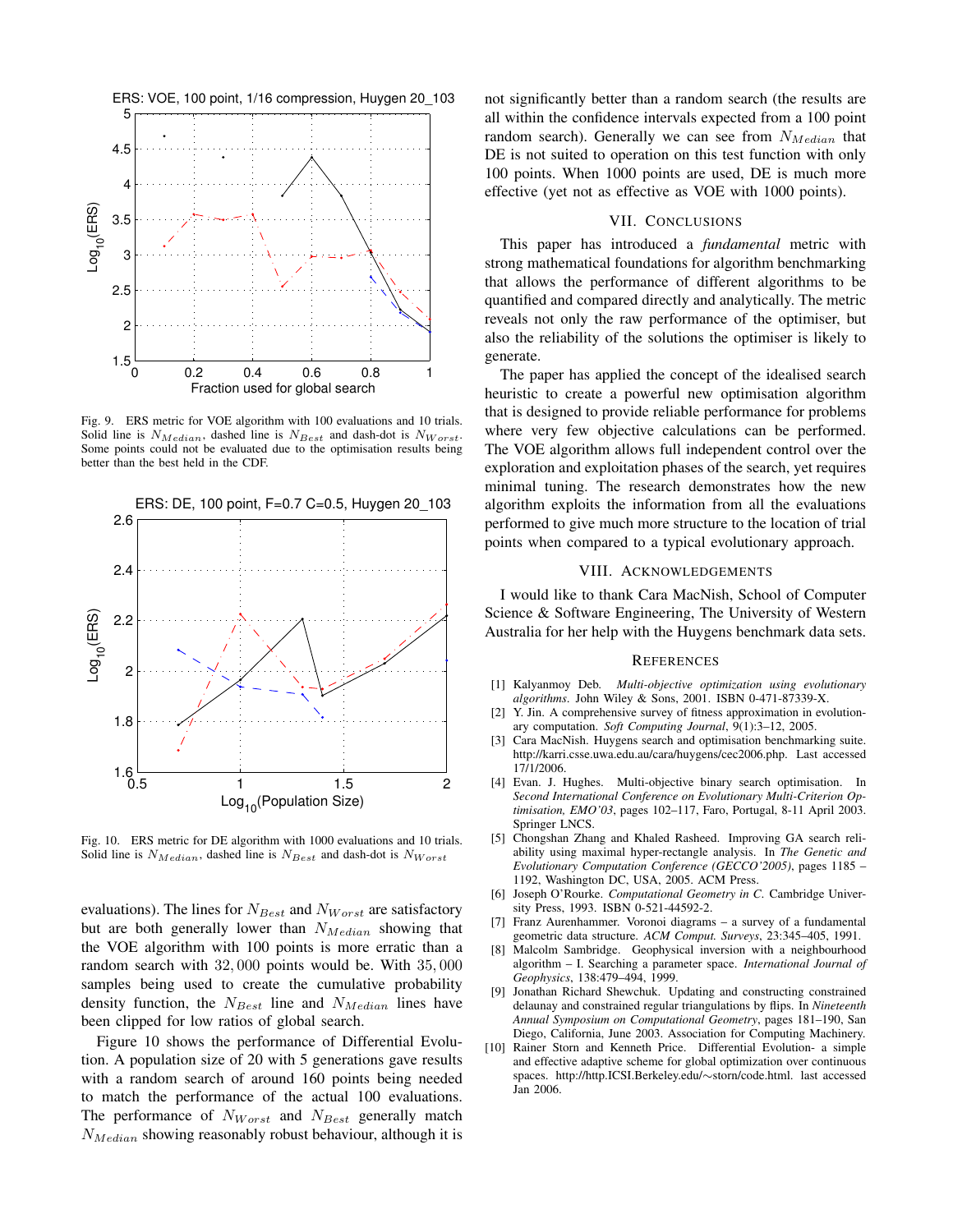ERS: VOE, 100 point, 1/16 compression, Huygen 20_103

5
4.5
4
3.5
3
2.5
2
1.5

0
0.2
0.4
0.6
0.8
1

$\text{Log}_{10}(\text{ERS})$

Fraction used for global search

Fig. 9. ERS metric for VOE algorithm with 100 evaluations and 10 trials. Solid line is $N_{Median}$, dashed line is $N_{Best}$ and dash-dot is $N_{Worst}$. Some points could not be evaluated due to the optimisation results being better than the best held in the CDF.

ERS: DE, 100 point, F=0.7 C=0.5, Huygen 20_103

2.6
2.4
2.2
2
1.8
1.6

0.5
1
1.5
2

$\text{Log}_{10}(\text{ERS})$

$\text{Log}_{10}(\text{Population Size})$

Fig. 10. ERS metric for DE algorithm with 1000 evaluations and 10 trials. Solid line is $N_{Median}$, dashed line is $N_{Best}$ and dash-dot is $N_{Worst}$

evaluations). The lines for $N_{Best}$ and $N_{Worst}$ are satisfactory but are both generally lower than $N_{Median}$ showing that the VOE algorithm with 100 points is more erratic than a random search with $32,000$ points would be. With $35,000$ samples being used to create the cumulative probability density function, the $N_{Best}$ line and $N_{Median}$ lines have been clipped for low ratios of global search.

Figure 10 shows the performance of Differential Evolution. A population size of 20 with 5 generations gave results with a random search of around 160 points being needed to match the performance of the actual 100 evaluations. The performance of $N_{Worst}$ and $N_{Best}$ generally match $N_{Median}$ showing reasonably robust behaviour, although it is not significantly better than a random search (the results are all within the confidence intervals expected from a 100 point random search). Generally we can see from $N_{Median}$ that DE is not suited to operation on this test function with only 100 points. When 1000 points are used, DE is much more effective (yet not as effective as VOE with 1000 points).

## VII. Conclusions

This paper has introduced a *fundamental* metric with strong mathematical foundations for algorithm benchmarking that allows the performance of different algorithms to be quantified and compared directly and analytically. The metric reveals not only the raw performance of the optimiser, but also the reliability of the solutions the optimiser is likely to generate.

The paper has applied the concept of the idealised search heuristic to create a powerful new optimisation algorithm that is designed to provide reliable performance for problems where very few objective calculations can be performed. The VOE algorithm allows full independent control over the exploration and exploitation phases of the search, yet requires minimal tuning. The research demonstrates how the new algorithm exploits the information from all the evaluations performed to give much more structure to the location of trial points when compared to a typical evolutionary approach.

## VIII. Acknowledgements

I would like to thank Cara MacNish, School of Computer Science & Software Engineering, The University of Western Australia for her help with the Huygens benchmark data sets.

## References

[1] Kalyanmoy Deb. *Multi-objective optimization using evolutionary algorithms*. John Wiley & Sons, 2001. ISBN 0-471-87339-X.

[2] Y. Jin. A comprehensive survey of fitness approximation in evolutionary computation. *Soft Computing Journal*, 9(1):3–12, 2005.

[3] Cara MacNish. Huygens search and optimisation benchmarking suite. http://karri.csse.uwa.edu.au/cara/huygens/cec2006.php. Last accessed 17/1/2006.

[4] Evan. J. Hughes. Multi-objective binary search optimisation. In *Second International Conference on Evolutionary Multi-Criterion Optimisation, EMO'03*, pages 102–117, Faro, Portugal, 8-11 April 2003. Springer LNCS.

[5] Chongshan Zhang and Khaled Rasheed. Improving GA search reliability using maximal hyper-rectangle analysis. In *The Genetic and Evolutionary Computation Conference (GECCO'2005)*, pages 1185 – 1192, Washington DC, USA, 2005. ACM Press.

[6] Joseph O'Rourke. *Computational Geometry in C*. Cambridge University Press, 1993. ISBN 0-521-44592-2.

[7] Franz Aurenhammer. Voronoi diagrams – a survey of a fundamental geometric data structure. *ACM Comput. Surveys*, 23:345–405, 1991.

[8] Malcolm Sambridge. Geophysical inversion with a neighbourhood algorithm – I. Searching a parameter space. *International Journal of Geophysics*, 138:479–494, 1999.

[9] Jonathan Richard Shewchuk. Updating and constructing constrained delaunay and constrained regular triangulations by flips. In *Nineteenth Annual Symposium on Computational Geometry*, pages 181–190, San Diego, California, June 2003. Association for Computing Machinery.

[10] Rainer Storn and Kenneth Price. Differential Evolution- a simple and effective adaptive scheme for global optimization over continuous spaces. http://http.ICSI.Berkeley.edu/∼storn/code.html. last accessed Jan 2006.